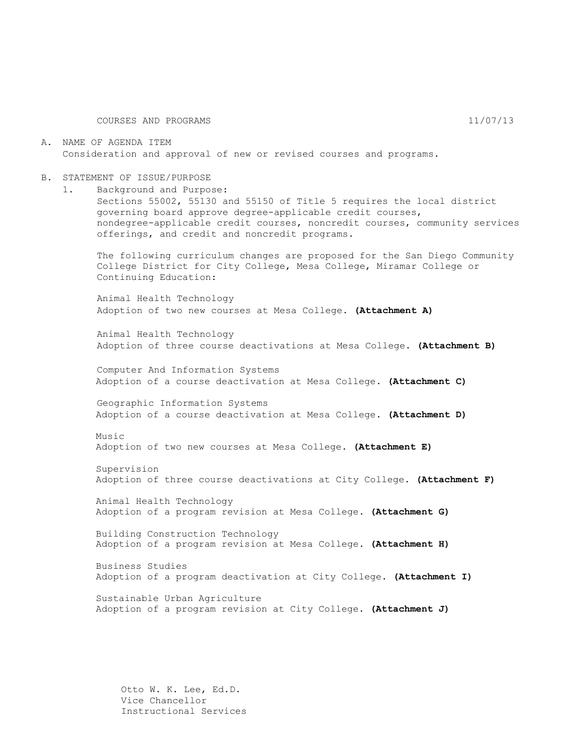COURSES AND PROGRAMS 11/07/13

A. NAME OF AGENDA ITEM
   Consideration and approval of new or revised courses and programs.

B. STATEMENT OF ISSUE/PURPOSE
   1. Background and Purpose:
      Sections 55002, 55130 and 55150 of Title 5 requires the local district governing board approve degree-applicable credit courses, nondegree-applicable credit courses, noncredit courses, community services offerings, and credit and noncredit programs.

      The following curriculum changes are proposed for the San Diego Community College District for City College, Mesa College, Miramar College or Continuing Education:

      Animal Health Technology
      Adoption of two new courses at Mesa College. **(Attachment A)**

      Animal Health Technology
      Adoption of three course deactivations at Mesa College. **(Attachment B)**

      Computer And Information Systems
      Adoption of a course deactivation at Mesa College. **(Attachment C)**

      Geographic Information Systems
      Adoption of a course deactivation at Mesa College. **(Attachment D)**

      Music
      Adoption of two new courses at Mesa College. **(Attachment E)**

      Supervision
      Adoption of three course deactivations at City College. **(Attachment F)**

      Animal Health Technology
      Adoption of a program revision at Mesa College. **(Attachment G)**

      Building Construction Technology
      Adoption of a program revision at Mesa College. **(Attachment H)**

      Business Studies
      Adoption of a program deactivation at City College. **(Attachment I)**

      Sustainable Urban Agriculture
      Adoption of a program revision at City College. **(Attachment J)**

Otto W. K. Lee, Ed.D.
Vice Chancellor
Instructional Services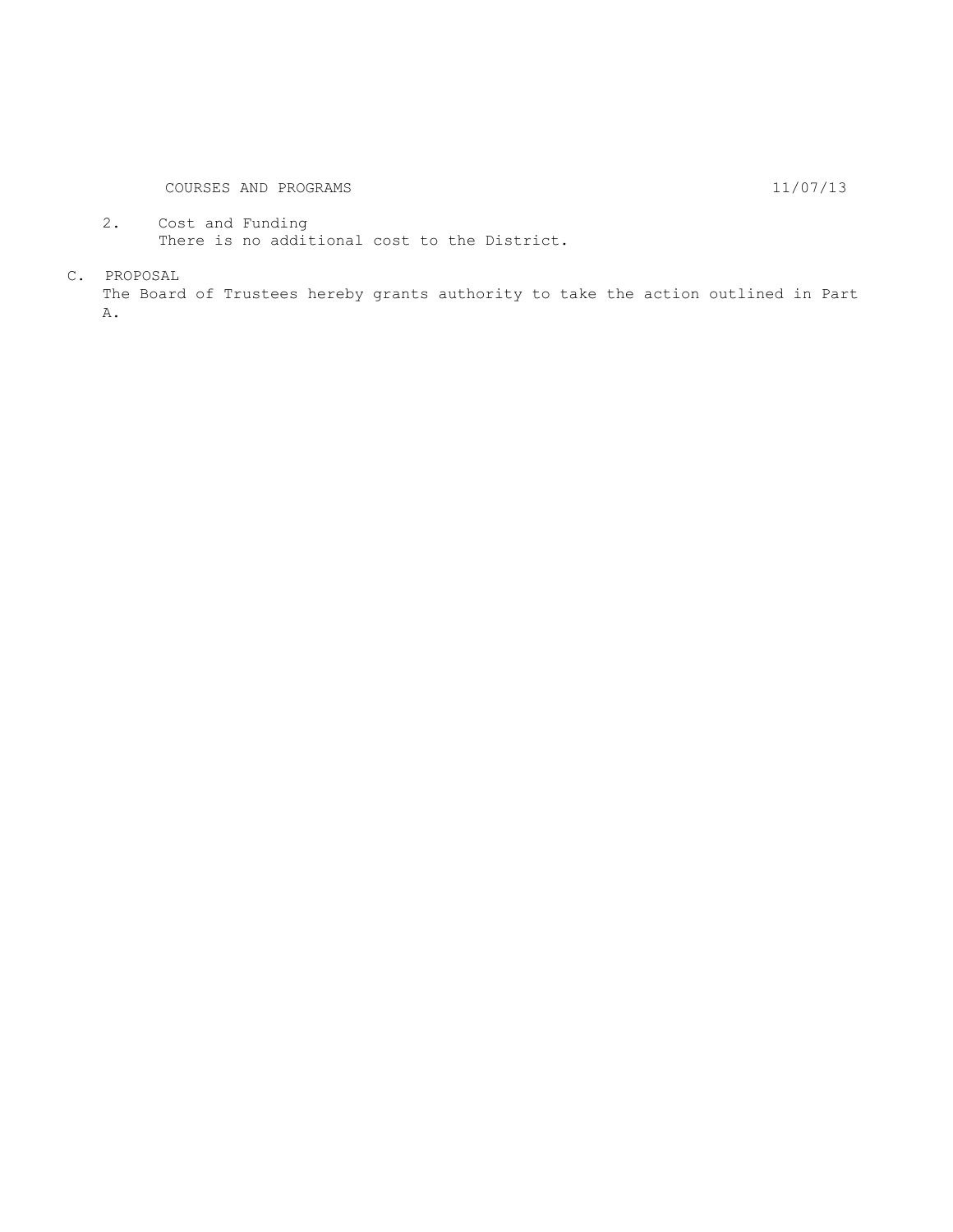2. Cost and Funding
   There is no additional cost to the District.

C. PROPOSAL

The Board of Trustees hereby grants authority to take the action outlined in Part A.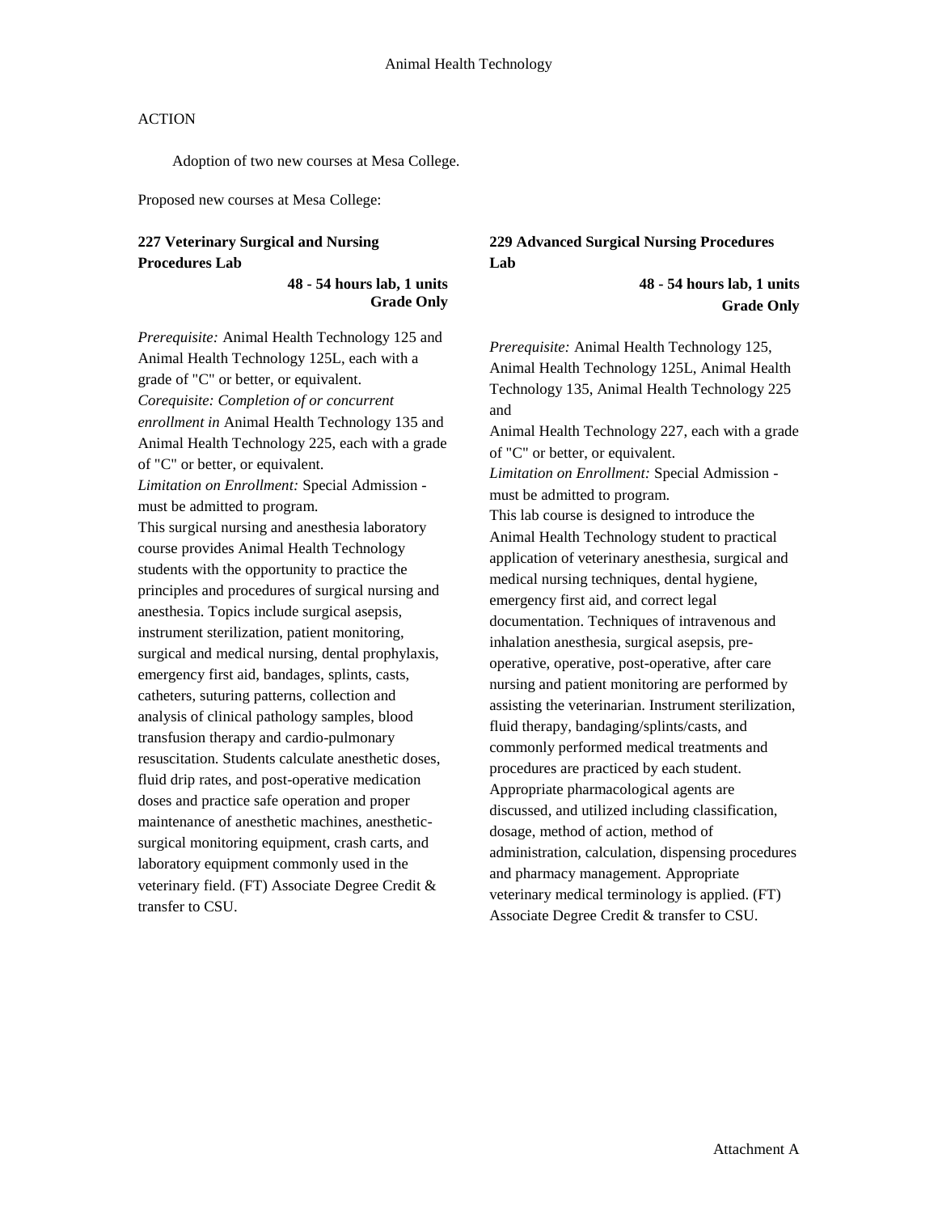Animal Health Technology

ACTION

Adoption of two new courses at Mesa College.

Proposed new courses at Mesa College:

**227 Veterinary Surgical and Nursing Procedures Lab**

**48 - 54 hours lab, 1 units**
**Grade Only**

*Prerequisite:* Animal Health Technology 125 and Animal Health Technology 125L, each with a grade of "C" or better, or equivalent.
*Corequisite: Completion of or concurrent enrollment in* Animal Health Technology 135 and Animal Health Technology 225, each with a grade of "C" or better, or equivalent.
*Limitation on Enrollment:* Special Admission - must be admitted to program.
This surgical nursing and anesthesia laboratory course provides Animal Health Technology students with the opportunity to practice the principles and procedures of surgical nursing and anesthesia. Topics include surgical asepsis, instrument sterilization, patient monitoring, surgical and medical nursing, dental prophylaxis, emergency first aid, bandages, splints, casts, catheters, suturing patterns, collection and analysis of clinical pathology samples, blood transfusion therapy and cardio-pulmonary resuscitation. Students calculate anesthetic doses, fluid drip rates, and post-operative medication doses and practice safe operation and proper maintenance of anesthetic machines, anesthetic-surgical monitoring equipment, crash carts, and laboratory equipment commonly used in the veterinary field. (FT) Associate Degree Credit & transfer to CSU.

**229 Advanced Surgical Nursing Procedures Lab**

**48 - 54 hours lab, 1 units**
**Grade Only**

*Prerequisite:* Animal Health Technology 125, Animal Health Technology 125L, Animal Health Technology 135, Animal Health Technology 225 and
Animal Health Technology 227, each with a grade of "C" or better, or equivalent.
*Limitation on Enrollment:* Special Admission - must be admitted to program.
This lab course is designed to introduce the Animal Health Technology student to practical application of veterinary anesthesia, surgical and medical nursing techniques, dental hygiene, emergency first aid, and correct legal documentation. Techniques of intravenous and inhalation anesthesia, surgical asepsis, pre-operative, operative, post-operative, after care nursing and patient monitoring are performed by assisting the veterinarian. Instrument sterilization, fluid therapy, bandaging/splints/casts, and commonly performed medical treatments and procedures are practiced by each student. Appropriate pharmacological agents are discussed, and utilized including classification, dosage, method of action, method of administration, calculation, dispensing procedures and pharmacy management. Appropriate veterinary medical terminology is applied. (FT) Associate Degree Credit & transfer to CSU.

Attachment A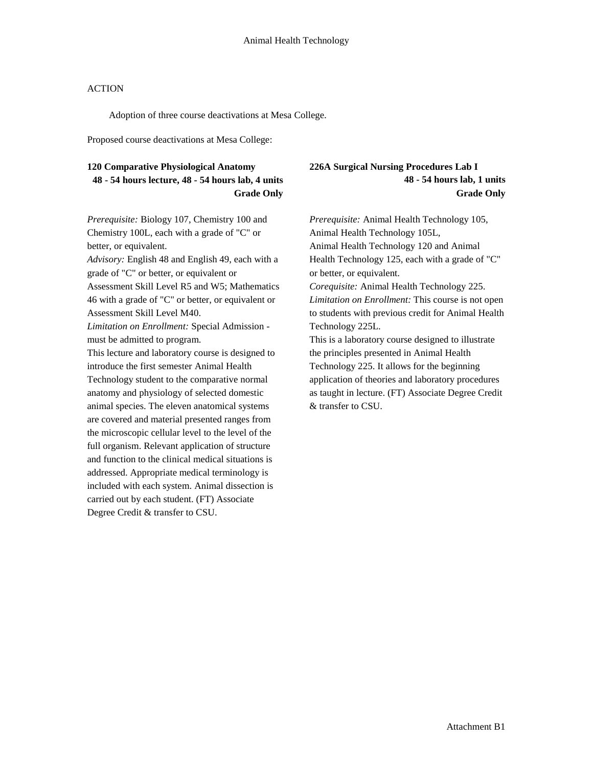Animal Health Technology

ACTION

Adoption of three course deactivations at Mesa College.

Proposed course deactivations at Mesa College:

**120 Comparative Physiological Anatomy**
**48 - 54 hours lecture, 48 - 54 hours lab, 4 units**
**Grade Only**

*Prerequisite:* Biology 107, Chemistry 100 and Chemistry 100L, each with a grade of "C" or better, or equivalent.
*Advisory:* English 48 and English 49, each with a grade of "C" or better, or equivalent or Assessment Skill Level R5 and W5; Mathematics 46 with a grade of "C" or better, or equivalent or Assessment Skill Level M40.
*Limitation on Enrollment:* Special Admission - must be admitted to program.
This lecture and laboratory course is designed to introduce the first semester Animal Health Technology student to the comparative normal anatomy and physiology of selected domestic animal species. The eleven anatomical systems are covered and material presented ranges from the microscopic cellular level to the level of the full organism. Relevant application of structure and function to the clinical medical situations is addressed. Appropriate medical terminology is included with each system. Animal dissection is carried out by each student. (FT) Associate Degree Credit & transfer to CSU.

**226A Surgical Nursing Procedures Lab I**
**48 - 54 hours lab, 1 units**
**Grade Only**

*Prerequisite:* Animal Health Technology 105, Animal Health Technology 105L, Animal Health Technology 120 and Animal Health Technology 125, each with a grade of "C" or better, or equivalent.
*Corequisite:* Animal Health Technology 225.
*Limitation on Enrollment:* This course is not open to students with previous credit for Animal Health Technology 225L.
This is a laboratory course designed to illustrate the principles presented in Animal Health Technology 225. It allows for the beginning application of theories and laboratory procedures as taught in lecture. (FT) Associate Degree Credit & transfer to CSU.

Attachment B1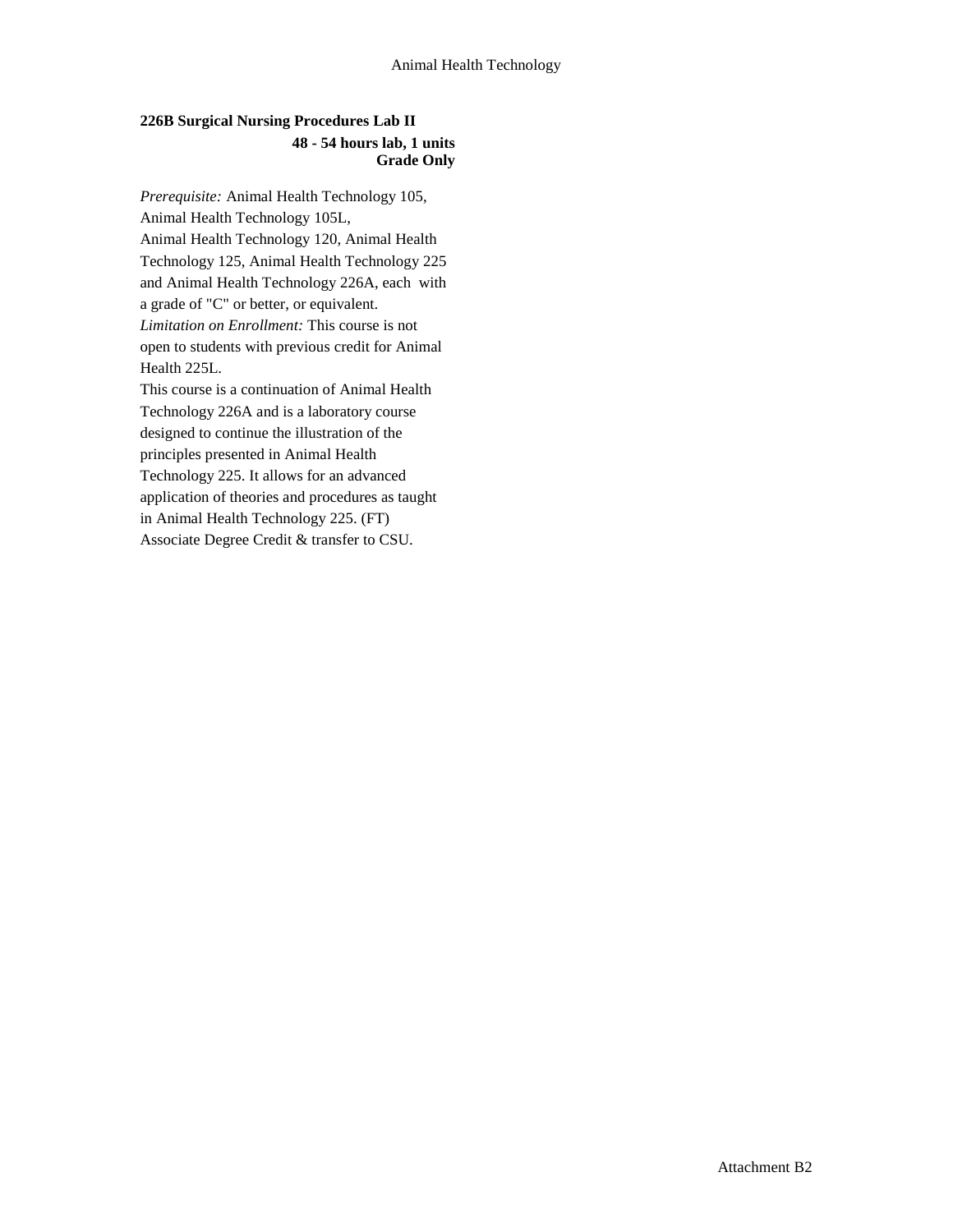## 226B Surgical Nursing Procedures Lab II

**48 - 54 hours lab, 1 units**
**Grade Only**

*Prerequisite:* Animal Health Technology 105, Animal Health Technology 105L, Animal Health Technology 120, Animal Health Technology 125, Animal Health Technology 225 and Animal Health Technology 226A, each with a grade of "C" or better, or equivalent.
*Limitation on Enrollment:* This course is not open to students with previous credit for Animal Health 225L.
This course is a continuation of Animal Health Technology 226A and is a laboratory course designed to continue the illustration of the principles presented in Animal Health Technology 225. It allows for an advanced application of theories and procedures as taught in Animal Health Technology 225. (FT)
Associate Degree Credit & transfer to CSU.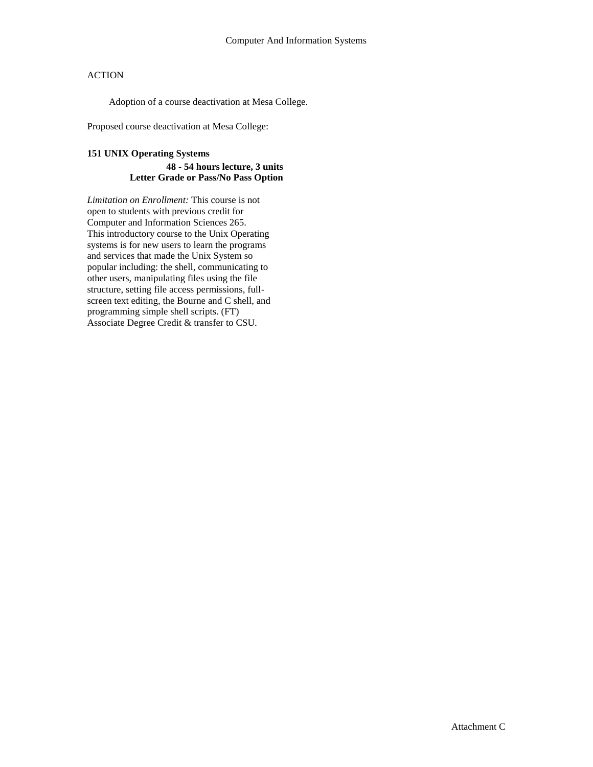ACTION

Adoption of a course deactivation at Mesa College.

Proposed course deactivation at Mesa College:

**151 UNIX Operating Systems**

**48 - 54 hours lecture, 3 units**
**Letter Grade or Pass/No Pass Option**

*Limitation on Enrollment:* This course is not open to students with previous credit for Computer and Information Sciences 265.
This introductory course to the Unix Operating systems is for new users to learn the programs and services that made the Unix System so popular including: the shell, communicating to other users, manipulating files using the file structure, setting file access permissions, full-screen text editing, the Bourne and C shell, and programming simple shell scripts. (FT)
Associate Degree Credit & transfer to CSU.

Attachment C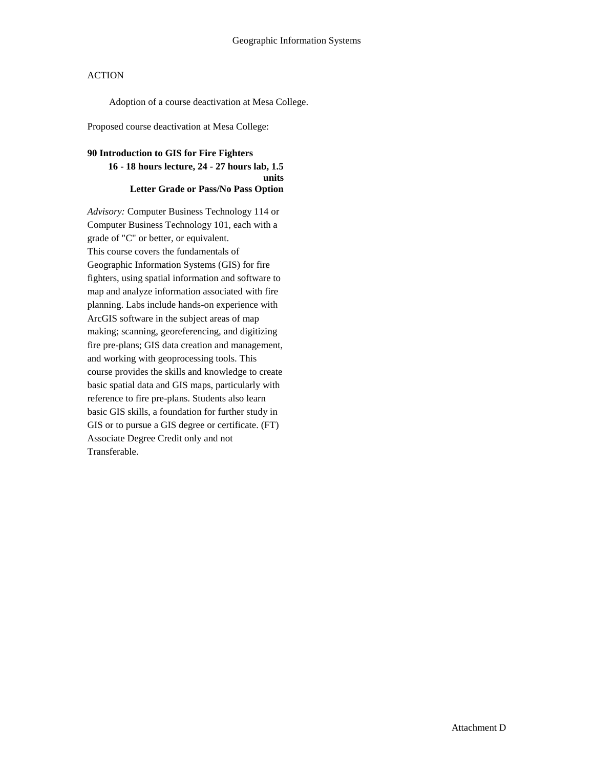# Geographic Information Systems

ACTION

Adoption of a course deactivation at Mesa College.

Proposed course deactivation at Mesa College:

**90 Introduction to GIS for Fire Fighters**
**16 - 18 hours lecture, 24 - 27 hours lab, 1.5 units**
**Letter Grade or Pass/No Pass Option**

*Advisory:* Computer Business Technology 114 or Computer Business Technology 101, each with a grade of "C" or better, or equivalent.
This course covers the fundamentals of Geographic Information Systems (GIS) for fire fighters, using spatial information and software to map and analyze information associated with fire planning. Labs include hands-on experience with ArcGIS software in the subject areas of map making; scanning, georeferencing, and digitizing fire pre-plans; GIS data creation and management, and working with geoprocessing tools. This course provides the skills and knowledge to create basic spatial data and GIS maps, particularly with reference to fire pre-plans. Students also learn basic GIS skills, a foundation for further study in GIS or to pursue a GIS degree or certificate. (FT) Associate Degree Credit only and not Transferable.

Attachment D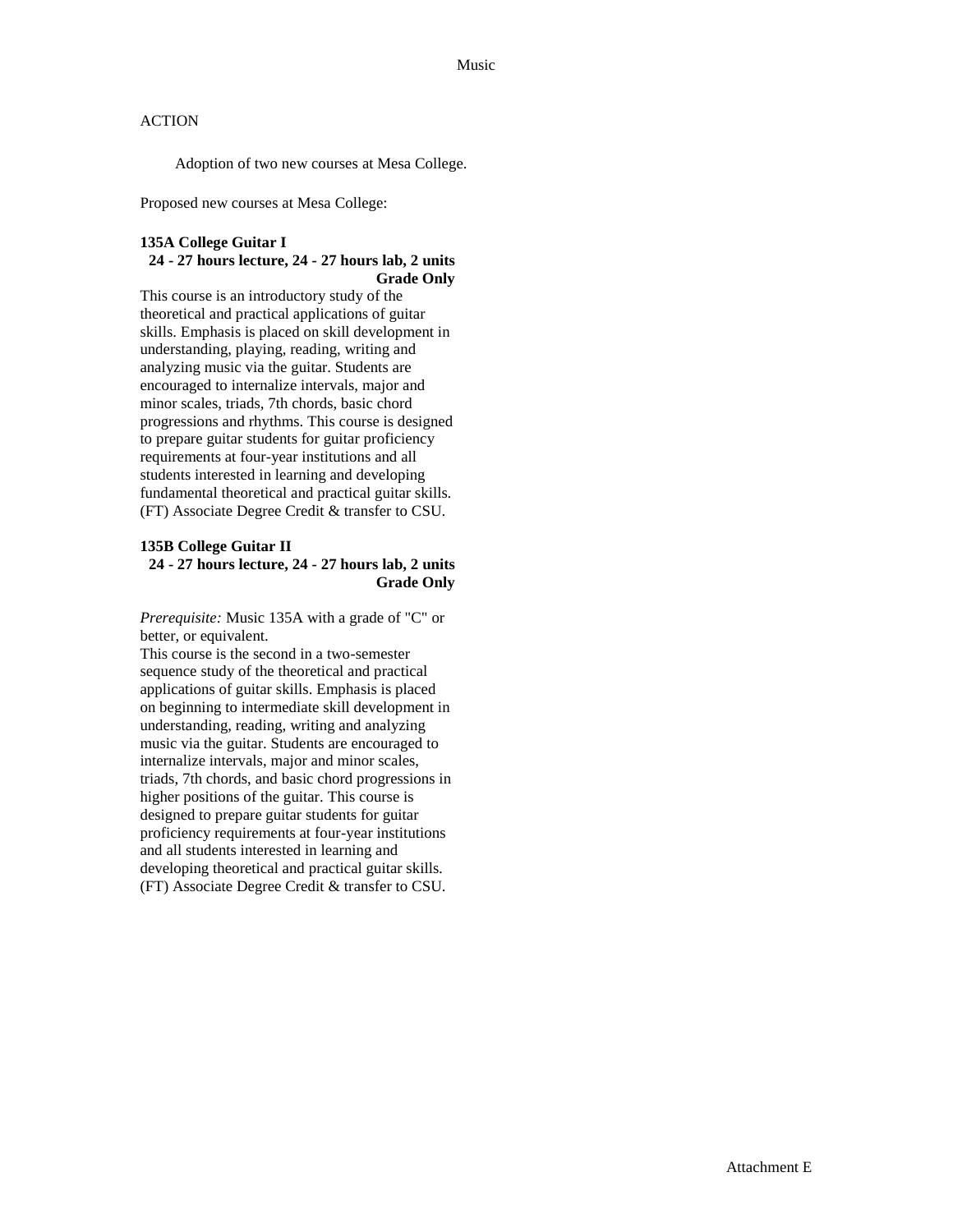ACTION

Adoption of two new courses at Mesa College.

Proposed new courses at Mesa College:

**135A College Guitar I**
**24 - 27 hours lecture, 24 - 27 hours lab, 2 units**
**Grade Only**

This course is an introductory study of the theoretical and practical applications of guitar skills. Emphasis is placed on skill development in understanding, playing, reading, writing and analyzing music via the guitar. Students are encouraged to internalize intervals, major and minor scales, triads, 7th chords, basic chord progressions and rhythms. This course is designed to prepare guitar students for guitar proficiency requirements at four-year institutions and all students interested in learning and developing fundamental theoretical and practical guitar skills. (FT) Associate Degree Credit & transfer to CSU.

**135B College Guitar II**
**24 - 27 hours lecture, 24 - 27 hours lab, 2 units**
**Grade Only**

*Prerequisite:* Music 135A with a grade of "C" or better, or equivalent.

This course is the second in a two-semester sequence study of the theoretical and practical applications of guitar skills. Emphasis is placed on beginning to intermediate skill development in understanding, reading, writing and analyzing music via the guitar. Students are encouraged to internalize intervals, major and minor scales, triads, 7th chords, and basic chord progressions in higher positions of the guitar. This course is designed to prepare guitar students for guitar proficiency requirements at four-year institutions and all students interested in learning and developing theoretical and practical guitar skills. (FT) Associate Degree Credit & transfer to CSU.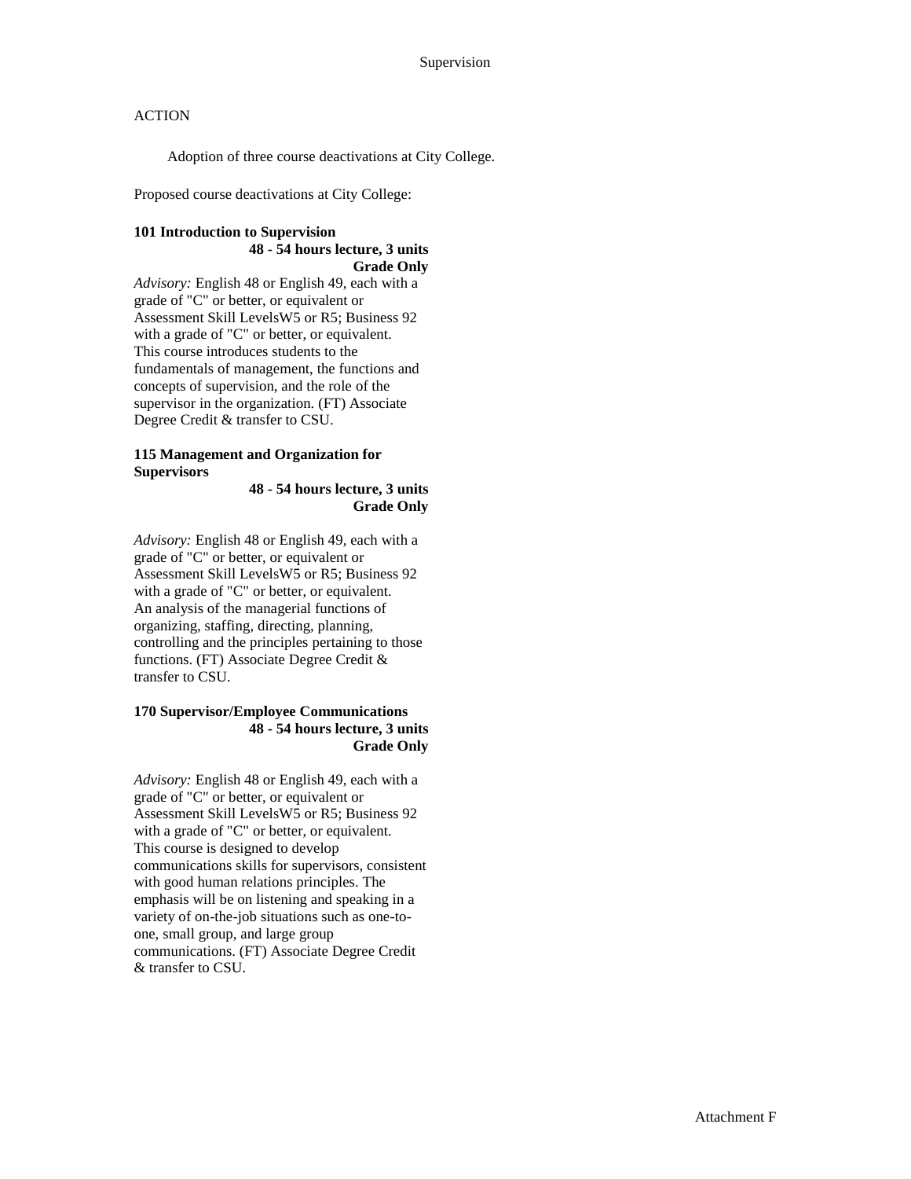Supervision

ACTION

Adoption of three course deactivations at City College.

Proposed course deactivations at City College:

**101 Introduction to Supervision**
**48 - 54 hours lecture, 3 units**
**Grade Only**

*Advisory:* English 48 or English 49, each with a grade of "C" or better, or equivalent or Assessment Skill LevelsW5 or R5; Business 92 with a grade of "C" or better, or equivalent. This course introduces students to the fundamentals of management, the functions and concepts of supervision, and the role of the supervisor in the organization. (FT) Associate Degree Credit & transfer to CSU.

**115 Management and Organization for Supervisors**
**48 - 54 hours lecture, 3 units**
**Grade Only**

*Advisory:* English 48 or English 49, each with a grade of "C" or better, or equivalent or Assessment Skill LevelsW5 or R5; Business 92 with a grade of "C" or better, or equivalent. An analysis of the managerial functions of organizing, staffing, directing, planning, controlling and the principles pertaining to those functions. (FT) Associate Degree Credit & transfer to CSU.

**170 Supervisor/Employee Communications**
**48 - 54 hours lecture, 3 units**
**Grade Only**

*Advisory:* English 48 or English 49, each with a grade of "C" or better, or equivalent or Assessment Skill LevelsW5 or R5; Business 92 with a grade of "C" or better, or equivalent. This course is designed to develop communications skills for supervisors, consistent with good human relations principles. The emphasis will be on listening and speaking in a variety of on-the-job situations such as one-to-one, small group, and large group communications. (FT) Associate Degree Credit & transfer to CSU.

Attachment F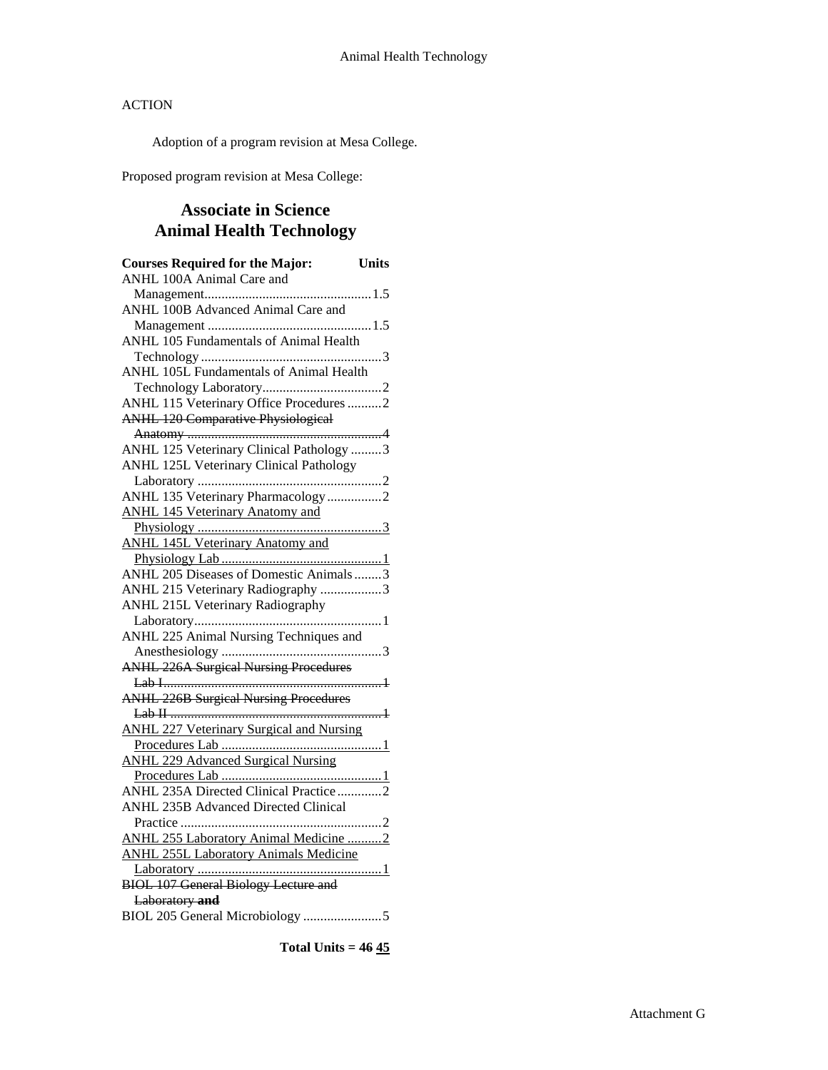ACTION

Adoption of a program revision at Mesa College.

Proposed program revision at Mesa College:

## Associate in Science
## Animal Health Technology

| Courses Required for the Major: | Units |
|---|---|
| ANHL 100A Animal Care and Management | 1.5 |
| ANHL 100B Advanced Animal Care and Management | 1.5 |
| ANHL 105 Fundamentals of Animal Health Technology | 3 |
| ANHL 105L Fundamentals of Animal Health Technology Laboratory | 2 |
| ANHL 115 Veterinary Office Procedures | 2 |
| ~~ANHL 120 Comparative Physiological Anatomy~~ | ~~4~~ |
| ANHL 125 Veterinary Clinical Pathology | 3 |
| ANHL 125L Veterinary Clinical Pathology Laboratory | 2 |
| ANHL 135 Veterinary Pharmacology | 2 |
| <u>ANHL 145 Veterinary Anatomy and Physiology</u> | <u>3</u> |
| <u>ANHL 145L Veterinary Anatomy and Physiology Lab</u> | <u>1</u> |
| ANHL 205 Diseases of Domestic Animals | 3 |
| ANHL 215 Veterinary Radiography | 3 |
| ANHL 215L Veterinary Radiography Laboratory | 1 |
| ANHL 225 Animal Nursing Techniques and Anesthesiology | 3 |
| ~~ANHL 226A Surgical Nursing Procedures Lab I~~ | ~~1~~ |
| ~~ANHL 226B Surgical Nursing Procedures Lab II~~ | ~~1~~ |
| <u>ANHL 227 Veterinary Surgical and Nursing Procedures Lab</u> | <u>1</u> |
| <u>ANHL 229 Advanced Surgical Nursing Procedures Lab</u> | <u>1</u> |
| ANHL 235A Directed Clinical Practice | 2 |
| ANHL 235B Advanced Directed Clinical Practice | 2 |
| <u>ANHL 255 Laboratory Animal Medicine</u> | <u>2</u> |
| <u>ANHL 255L Laboratory Animals Medicine Laboratory</u> | <u>1</u> |
| ~~BIOL 107 General Biology Lecture and Laboratory **and**~~ | |
| BIOL 205 General Microbiology | 5 |

**Total Units = ~~46~~ <u>45</u>**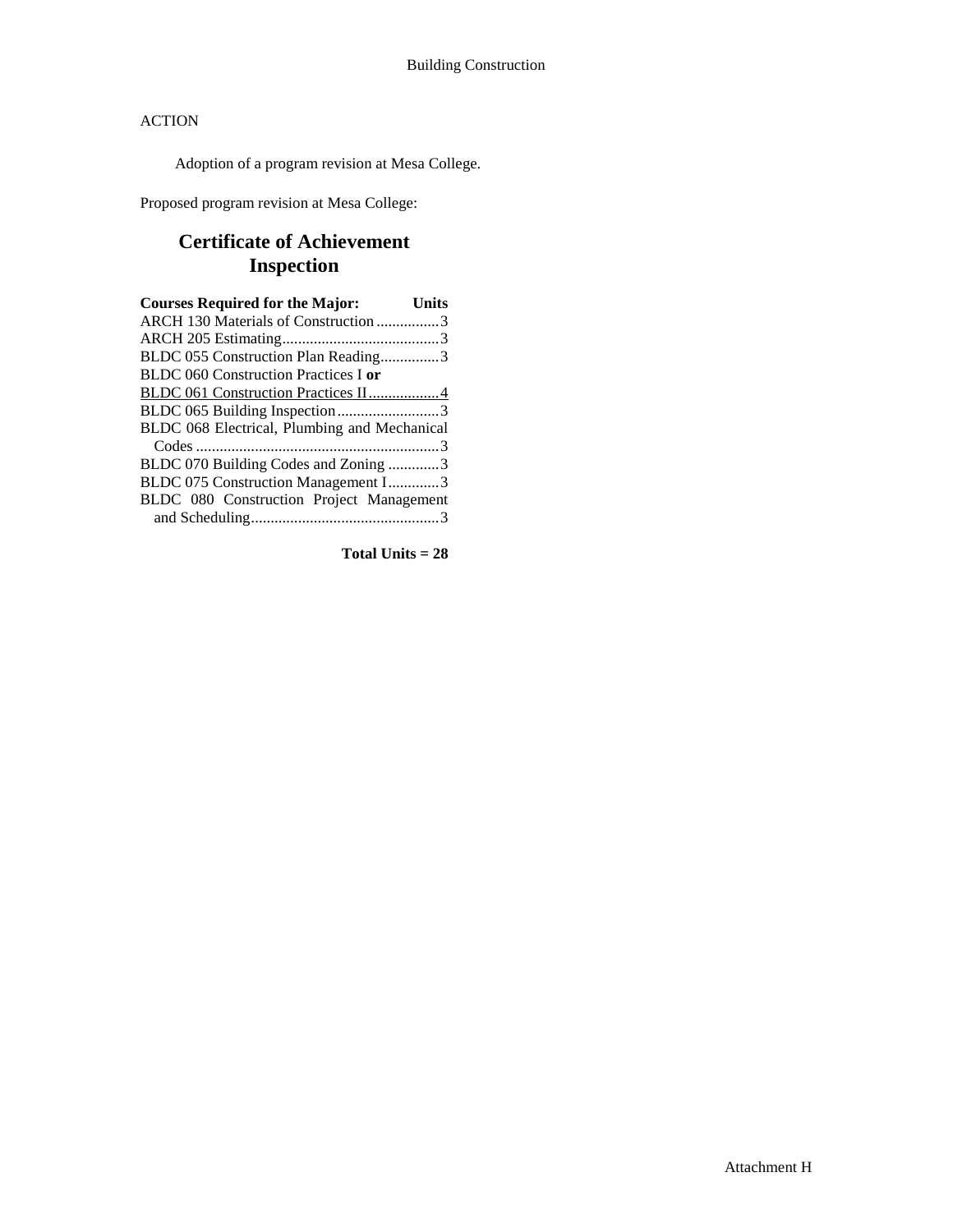Building Construction

ACTION

Adoption of a program revision at Mesa College.

Proposed program revision at Mesa College:

## Certificate of Achievement
## Inspection

| Courses Required for the Major: | Units |
|---|---|
| ARCH 130 Materials of Construction | 3 |
| ARCH 205 Estimating | 3 |
| BLDC 055 Construction Plan Reading | 3 |
| BLDC 060 Construction Practices I **or** | |
| <u>BLDC 061 Construction Practices II</u> | <u>4</u> |
| BLDC 065 Building Inspection | 3 |
| BLDC 068 Electrical, Plumbing and Mechanical Codes | 3 |
| BLDC 070 Building Codes and Zoning | 3 |
| BLDC 075 Construction Management I | 3 |
| BLDC 080 Construction Project Management and Scheduling | 3 |

**Total Units = 28**

Attachment H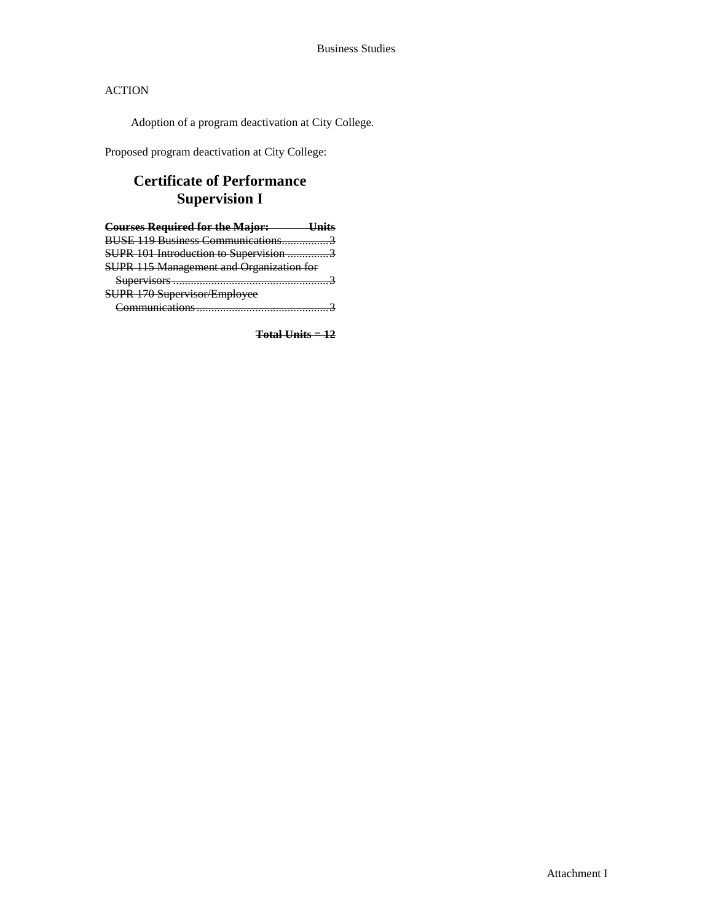ACTION

Adoption of a program deactivation at City College.

Proposed program deactivation at City College:

## Certificate of Performance
## Supervision I

~~**Courses Required for the Major: Units**~~
~~BUSE 119 Business Communications................3~~
~~SUPR 101 Introduction to Supervision ..............3~~
~~SUPR 115 Management and Organization for Supervisors ......................................................3~~
~~SUPR 170 Supervisor/Employee Communications.............................................3~~

~~**Total Units = 12**~~

Attachment I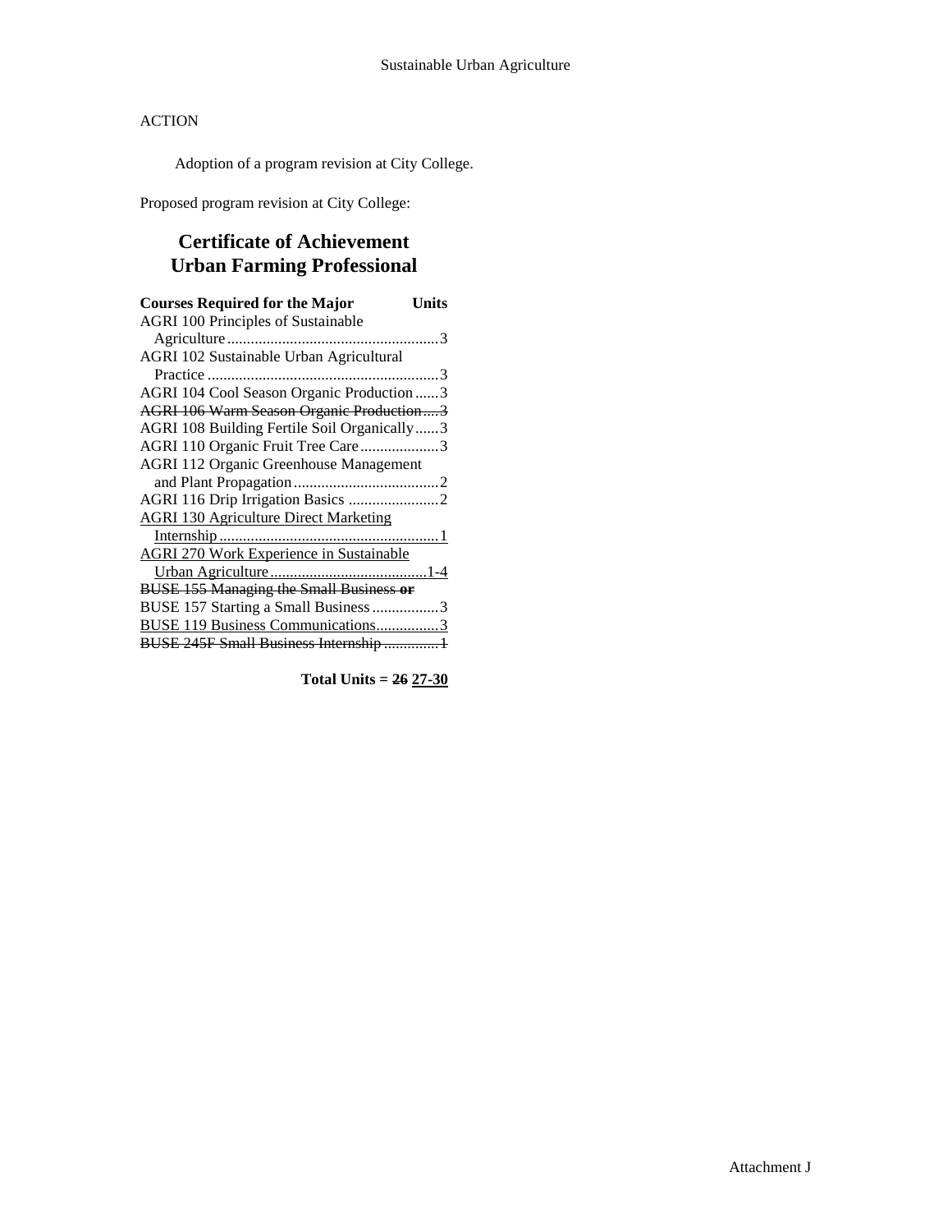Sustainable Urban Agriculture

ACTION

Adoption of a program revision at City College.

Proposed program revision at City College:

## Certificate of Achievement
## Urban Farming Professional

| Courses Required for the Major | Units |
|---|---|
| AGRI 100 Principles of Sustainable Agriculture | 3 |
| AGRI 102 Sustainable Urban Agricultural Practice | 3 |
| AGRI 104 Cool Season Organic Production | 3 |
| ~~AGRI 106 Warm Season Organic Production~~ | ~~3~~ |
| AGRI 108 Building Fertile Soil Organically | 3 |
| AGRI 110 Organic Fruit Tree Care | 3 |
| AGRI 112 Organic Greenhouse Management and Plant Propagation | 2 |
| AGRI 116 Drip Irrigation Basics | 2 |
| <u>AGRI 130 Agriculture Direct Marketing Internship</u> | <u>1</u> |
| <u>AGRI 270 Work Experience in Sustainable Urban Agriculture</u> | <u>1-4</u> |
| ~~BUSE 155 Managing the Small Business **or**~~ | |
| BUSE 157 Starting a Small Business | 3 |
| <u>BUSE 119 Business Communications</u> | <u>3</u> |
| ~~BUSE 245F Small Business Internship~~ | ~~1~~ |

**Total Units = ~~26~~ <u>27-30</u>**